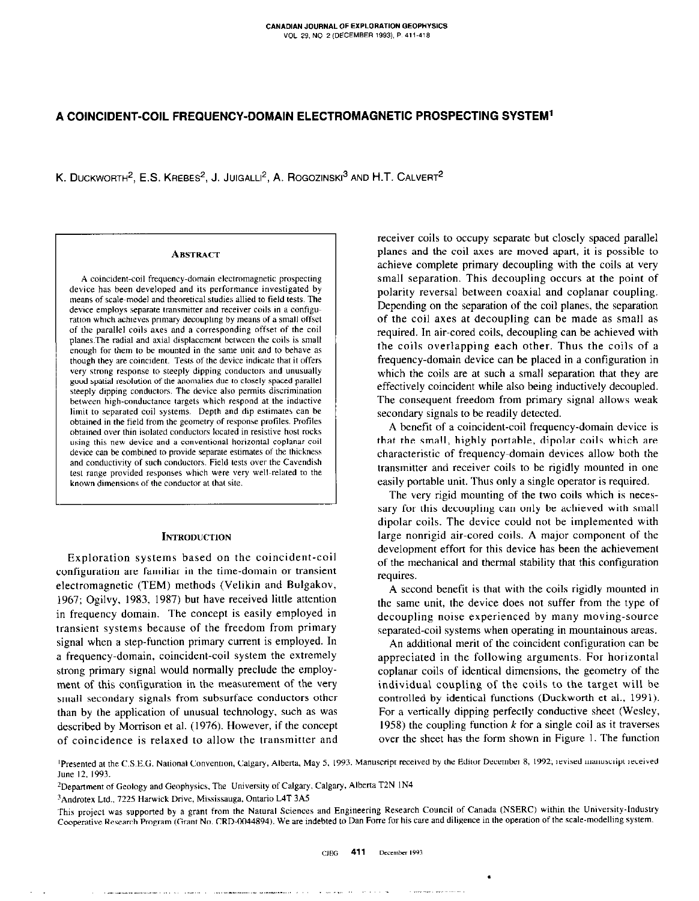# A COINCIDENT-COIL FREQUENCY-DOMAIN ELECTROMAGNETIC PROSPECTING SYSTEM[1]

K. Duckworth[2], E.S. Krebes[2], J. Juigalli[2], A. Rogozinski[3] and H.T. Calvert[2]

## Abstract

A coincident-coil frequency-domain electromagnetic prospecting device has been developed and its performance investigated by means of scale-model and theoretical studies allied to field tests. The device employs separate transmitter and receiver coils in a configuration which achieves primary decoupling by means of a small offset of the parallel coils axes and a corresponding offset of the coil planes. The radial and axial displacement between the coils is small enough for them to be mounted in the same unit and to behave as though they are coincident. Tests of the device indicate that it offers very strong response to steeply dipping conductors and unusually good spatial resolution of the anomalies due to closely spaced parallel steeply dipping conductors. The device also permits discrimination between high-conductance targets which respond at the inductive limit to separated coil systems. Depth and dip estimates can be obtained in the field from the geometry of response profiles. Profiles obtained over thin isolated conductors located in resistive host rocks using this new device and a conventional horizontal coplanar coil device can be combined to provide separate estimates of the thickness and conductivity of such conductors. Field tests over the Cavendish test range provided responses which were very well-related to the known dimensions of the conductor at that site.

## Introduction

Exploration systems based on the coincident-coil configuration are familiar in the time-domain or transient electromagnetic (TEM) methods (Velikin and Bulgakov, 1967; Ogilvy, 1983, 1987) but have received little attention in frequency domain. The concept is easily employed in transient systems because of the freedom from primary signal when a step-function primary current is employed. In a frequency-domain, coincident-coil system the extremely strong primary signal would normally preclude the employment of this configuration in the measurement of the very small secondary signals from subsurface conductors other than by the application of unusual technology, such as was described by Morrison et al. (1976). However, if the concept of coincidence is relaxed to allow the transmitter and receiver coils to occupy separate but closely spaced parallel planes and the coil axes are moved apart, it is possible to achieve complete primary decoupling with the coils at very small separation. This decoupling occurs at the point of polarity reversal between coaxial and coplanar coupling. Depending on the separation of the coil planes, the separation of the coil axes at decoupling can be made as small as required. In air-cored coils, decoupling can be achieved with the coils overlapping each other. Thus the coils of a frequency-domain device can be placed in a configuration in which the coils are at such a small separation that they are effectively coincident while also being inductively decoupled. The consequent freedom from primary signal allows weak secondary signals to be readily detected.

A benefit of a coincident-coil frequency-domain device is that the small, highly portable, dipolar coils which are characteristic of frequency-domain devices allow both the transmitter and receiver coils to be rigidly mounted in one easily portable unit. Thus only a single operator is required.

The very rigid mounting of the two coils which is necessary for this decoupling can only be achieved with small dipolar coils. The device could not be implemented with large nonrigid air-cored coils. A major component of the development effort for this device has been the achievement of the mechanical and thermal stability that this configuration requires.

A second benefit is that with the coils rigidly mounted in the same unit, the device does not suffer from the type of decoupling noise experienced by many moving-source separated-coil systems when operating in mountainous areas.

An additional merit of the coincident configuration can be appreciated in the following arguments. For horizontal coplanar coils of identical dimensions, the geometry of the individual coupling of the coils to the target will be controlled by identical functions (Duckworth et al., 1991). For a vertically dipping perfectly conductive sheet (Wesley, 1958) the coupling function $k$ for a single coil as it traverses over the sheet has the form shown in Figure 1. The function

---

[1]Presented at the C.S.E.G. National Convention, Calgary, Alberta, May 5, 1993. Manuscript received by the Editor December 8, 1992, revised manuscript received June 12, 1993.

[2]Department of Geology and Geophysics, The University of Calgary, Calgary, Alberta T2N 1N4

[3]Androtex Ltd., 7225 Harwick Drive, Mississauga, Ontario L4T 3A5

This project was supported by a grant from the Natural Sciences and Engineering Research Council of Canada (NSERC) within the University-Industry Cooperative Research Program (Grant No. CRD-0044894). We are indebted to Dan Forre for his care and diligence in the operation of the scale-modelling system.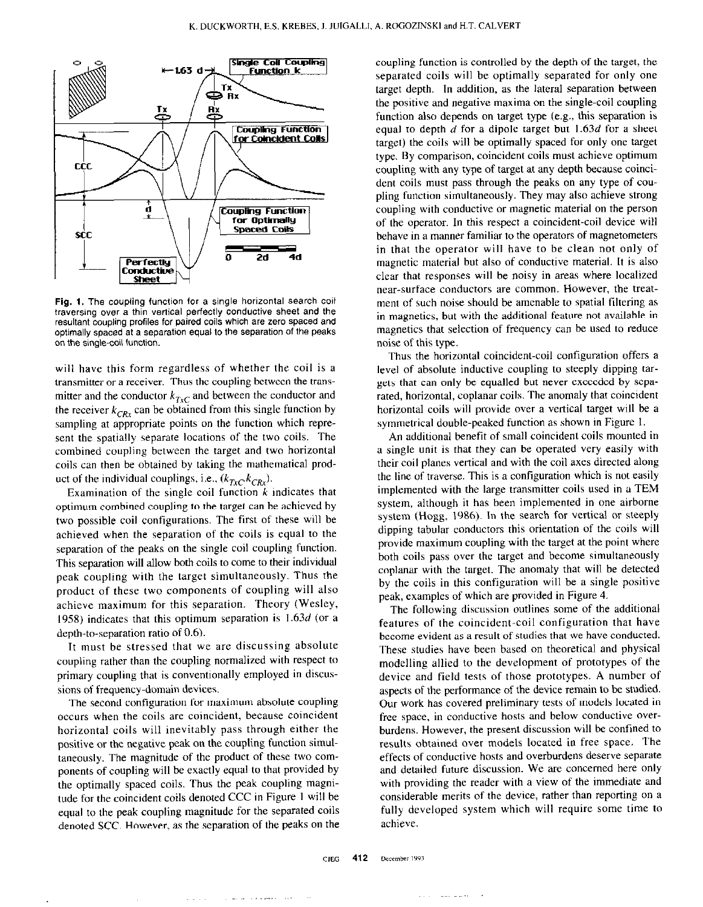**Fig. 1.** The coupling function for a single horizontal search coil traversing over a thin vertical perfectly conductive sheet and the resultant coupling profiles for paired coils which are zero spaced and optimally spaced at a separation equal to the separation of the peaks on the single-coil function.

will have this form regardless of whether the coil is a transmitter or a receiver. Thus the coupling between the transmitter and the conductor $k_{TxC}$ and between the conductor and the receiver $k_{CRx}$ can be obtained from this single function by sampling at appropriate points on the function which represent the spatially separate locations of the two coils. The combined coupling between the target and two horizontal coils can then be obtained by taking the mathematical product of the individual couplings, i.e., $(k_{TxC}k_{CRx})$.

Examination of the single coil function $k$ indicates that optimum combined coupling to the target can be achieved by two possible coil configurations. The first of these will be achieved when the separation of the coils is equal to the separation of the peaks on the single coil coupling function. This separation will allow both coils to come to their individual peak coupling with the target simultaneously. Thus the product of these two components of coupling will also achieve maximum for this separation. Theory (Wesley, 1958) indicates that this optimum separation is $1.63d$ (or a depth-to-separation ratio of 0.6).

It must be stressed that we are discussing absolute coupling rather than the coupling normalized with respect to primary coupling that is conventionally employed in discussions of frequency-domain devices.

The second configuration for maximum absolute coupling occurs when the coils are coincident, because coincident horizontal coils will inevitably pass through either the positive or the negative peak on the coupling function simultaneously. The magnitude of the product of these two components of coupling will be exactly equal to that provided by the optimally spaced coils. Thus the peak coupling magnitude for the coincident coils denoted CCC in Figure 1 will be equal to the peak coupling magnitude for the separated coils denoted SCC. However, as the separation of the peaks on the coupling function is controlled by the depth of the target, the separated coils will be optimally separated for only one target depth. In addition, as the lateral separation between the positive and negative maxima on the single-coil coupling function also depends on target type (e.g., this separation is equal to depth $d$ for a dipole target but $1.63d$ for a sheet target) the coils will be optimally spaced for only one target type. By comparison, coincident coils must achieve optimum coupling with any type of target at any depth because coincident coils must pass through the peaks on any type of coupling function simultaneously. They may also achieve strong coupling with conductive or magnetic material on the person of the operator. In this respect a coincident-coil device will behave in a manner familiar to the operators of magnetometers in that the operator will have to be clean not only of magnetic material but also of conductive material. It is also clear that responses will be noisy in areas where localized near-surface conductors are common. However, the treatment of such noise should be amenable to spatial filtering as in magnetics, but with the additional feature not available in magnetics that selection of frequency can be used to reduce noise of this type.

Thus the horizontal coincident-coil configuration offers a level of absolute inductive coupling to steeply dipping targets that can only be equalled but never exceeded by separated, horizontal, coplanar coils. The anomaly that coincident horizontal coils will provide over a vertical target will be a symmetrical double-peaked function as shown in Figure 1.

An additional benefit of small coincident coils mounted in a single unit is that they can be operated very easily with their coil planes vertical and with the coil axes directed along the line of traverse. This is a configuration which is not easily implemented with the large transmitter coils used in a TEM system, although it has been implemented in one airborne system (Hogg, 1986). In the search for vertical or steeply dipping tabular conductors this orientation of the coils will provide maximum coupling with the target at the point where both coils pass over the target and become simultaneously coplanar with the target. The anomaly that will be detected by the coils in this configuration will be a single positive peak, examples of which are provided in Figure 4.

The following discussion outlines some of the additional features of the coincident-coil configuration that have become evident as a result of studies that we have conducted. These studies have been based on theoretical and physical modelling allied to the development of prototypes of the device and field tests of those prototypes. A number of aspects of the performance of the device remain to be studied. Our work has covered preliminary tests of models located in free space, in conductive hosts and below conductive overburdens. However, the present discussion will be confined to results obtained over models located in free space. The effects of conductive hosts and overburdens deserve separate and detailed future discussion. We are concerned here only with providing the reader with a view of the immediate and considerable merits of the device, rather than reporting on a fully developed system which will require some time to achieve.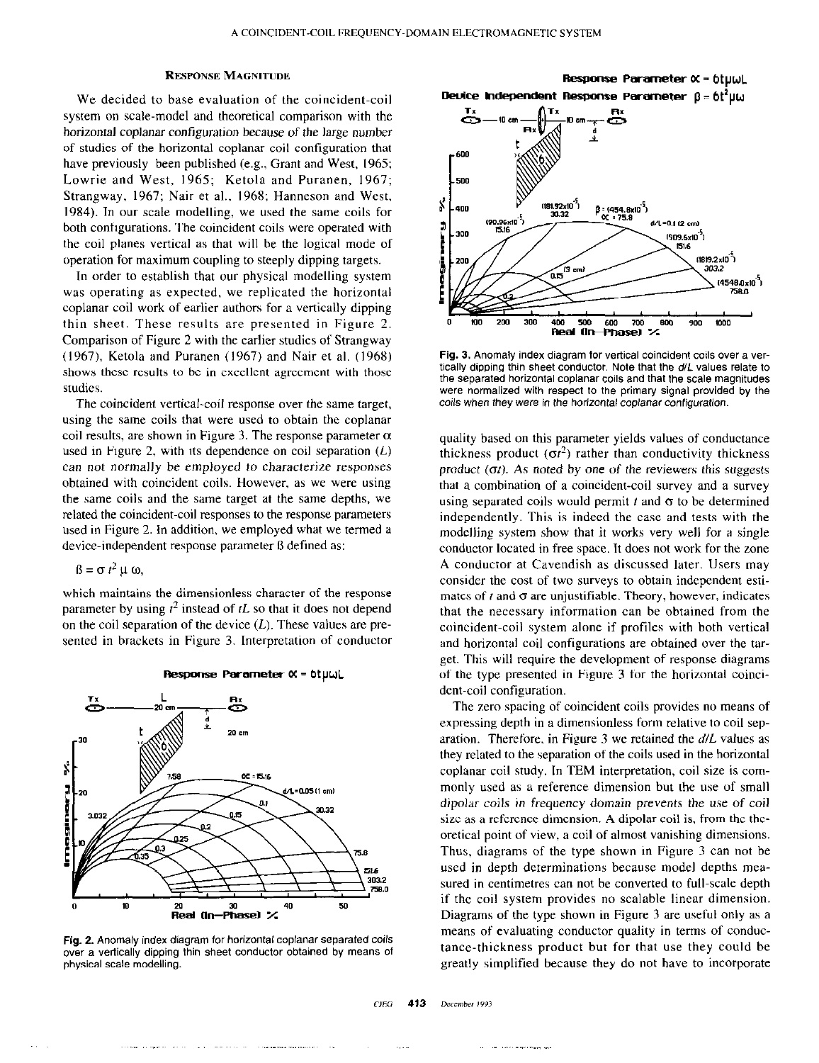### Response Magnitude

We decided to base evaluation of the coincident-coil system on scale-model and theoretical comparison with the horizontal coplanar configuration because of the large number of studies of the horizontal coplanar coil configuration that have previously been published (e.g., Grant and West, 1965; Lowrie and West, 1965; Ketola and Puranen, 1967; Strangway, 1967; Nair et al., 1968; Hanneson and West, 1984). In our scale modelling, we used the same coils for both configurations. The coincident coils were operated with the coil planes vertical as that will be the logical mode of operation for maximum coupling to steeply dipping targets.

In order to establish that our physical modelling system was operating as expected, we replicated the horizontal coplanar coil work of earlier authors for a vertically dipping thin sheet. These results are presented in Figure 2. Comparison of Figure 2 with the earlier studies of Strangway (1967), Ketola and Puranen (1967) and Nair et al. (1968) shows these results to be in excellent agreement with those studies.

The coincident vertical-coil response over the same target, using the same coils that were used to obtain the coplanar coil results, are shown in Figure 3. The response parameter α used in Figure 2, with its dependence on coil separation ($L$) can not normally be employed to characterize responses obtained with coincident coils. However, as we were using the same coils and the same target at the same depths, we related the coincident-coil responses to the response parameters used in Figure 2. In addition, we employed what we termed a device-independent response parameter ß defined as:

$$\beta = \sigma t^2 \mu \omega,$$

which maintains the dimensionless character of the response parameter by using $t^2$ instead of $tL$ so that it does not depend on the coil separation of the device ($L$). These values are presented in brackets in Figure 3. Interpretation of conductor quality based on this parameter yields values of conductance thickness product ($\sigma t^2$) rather than conductivity thickness product ($\sigma t$). As noted by one of the reviewers this suggests that a combination of a coincident-coil survey and a survey using separated coils would permit $t$ and σ to be determined independently. This is indeed the case and tests with the modelling system show that it works very well for a single conductor located in free space. It does not work for the zone A conductor at Cavendish as discussed later. Users may consider the cost of two surveys to obtain independent estimates of $t$ and σ are unjustifiable. Theory, however, indicates that the necessary information can be obtained from the coincident-coil system alone if profiles with both vertical and horizontal coil configurations are obtained over the target. This will require the development of response diagrams of the type presented in Figure 3 for the horizontal coincident-coil configuration.

Fig. 2. Anomaly index diagram for horizontal coplanar separated coils over a vertically dipping thin sheet conductor obtained by means of physical scale modelling.

Fig. 3. Anomaly index diagram for vertical coincident coils over a vertically dipping thin sheet conductor. Note that the $d/L$ values relate to the separated horizontal coplanar coils and that the scale magnitudes were normalized with respect to the primary signal provided by the coils when they were in the horizontal coplanar configuration.

The zero spacing of coincident coils provides no means of expressing depth in a dimensionless form relative to coil separation. Therefore, in Figure 3 we retained the $d/L$ values as they related to the separation of the coils used in the horizontal coplanar coil study. In TEM interpretation, coil size is commonly used as a reference dimension but the use of small dipolar coils in frequency domain prevents the use of coil size as a reference dimension. A dipolar coil is, from the theoretical point of view, a coil of almost vanishing dimensions. Thus, diagrams of the type shown in Figure 3 can not be used in depth determinations because model depths measured in centimetres can not be converted to full-scale depth if the coil system provides no scalable linear dimension. Diagrams of the type shown in Figure 3 are useful only as a means of evaluating conductor quality in terms of conductance-thickness product but for that use they could be greatly simplified because they do not have to incorporate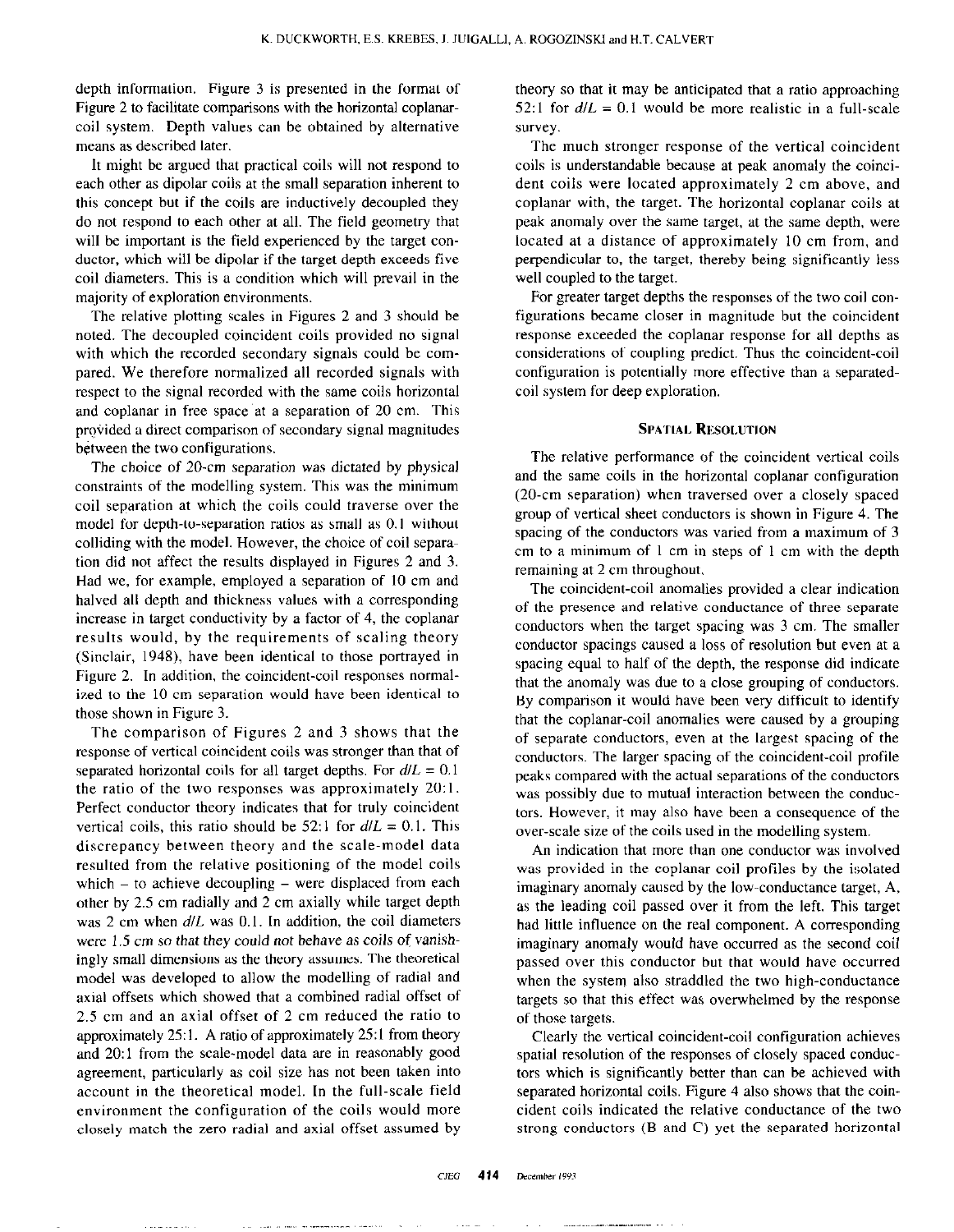depth information. Figure 3 is presented in the format of Figure 2 to facilitate comparisons with the horizontal coplanar-coil system. Depth values can be obtained by alternative means as described later.

It might be argued that practical coils will not respond to each other as dipolar coils at the small separation inherent to this concept but if the coils are inductively decoupled they do not respond to each other at all. The field geometry that will be important is the field experienced by the target conductor, which will be dipolar if the target depth exceeds five coil diameters. This is a condition which will prevail in the majority of exploration environments.

The relative plotting scales in Figures 2 and 3 should be noted. The decoupled coincident coils provided no signal with which the recorded secondary signals could be compared. We therefore normalized all recorded signals with respect to the signal recorded with the same coils horizontal and coplanar in free space at a separation of 20 cm. This provided a direct comparison of secondary signal magnitudes between the two configurations.

The choice of 20-cm separation was dictated by physical constraints of the modelling system. This was the minimum coil separation at which the coils could traverse over the model for depth-to-separation ratios as small as 0.1 without colliding with the model. However, the choice of coil separation did not affect the results displayed in Figures 2 and 3. Had we, for example, employed a separation of 10 cm and halved all depth and thickness values with a corresponding increase in target conductivity by a factor of 4, the coplanar results would, by the requirements of scaling theory (Sinclair, 1948), have been identical to those portrayed in Figure 2. In addition, the coincident-coil responses normalized to the 10 cm separation would have been identical to those shown in Figure 3.

The comparison of Figures 2 and 3 shows that the response of vertical coincident coils was stronger than that of separated horizontal coils for all target depths. For $d/L = 0.1$ the ratio of the two responses was approximately 20:1. Perfect conductor theory indicates that for truly coincident vertical coils, this ratio should be 52:1 for $d/L = 0.1$. This discrepancy between theory and the scale-model data resulted from the relative positioning of the model coils which – to achieve decoupling – were displaced from each other by 2.5 cm radially and 2 cm axially while target depth was 2 cm when $d/L$ was 0.1. In addition, the coil diameters were 1.5 cm so that they could not behave as coils of vanishingly small dimensions as the theory assumes. The theoretical model was developed to allow the modelling of radial and axial offsets which showed that a combined radial offset of 2.5 cm and an axial offset of 2 cm reduced the ratio to approximately 25:1. A ratio of approximately 25:1 from theory and 20:1 from the scale-model data are in reasonably good agreement, particularly as coil size has not been taken into account in the theoretical model. In the full-scale field environment the configuration of the coils would more closely match the zero radial and axial offset assumed by theory so that it may be anticipated that a ratio approaching 52:1 for $d/L = 0.1$ would be more realistic in a full-scale survey.

The much stronger response of the vertical coincident coils is understandable because at peak anomaly the coincident coils were located approximately 2 cm above, and coplanar with, the target. The horizontal coplanar coils at peak anomaly over the same target, at the same depth, were located at a distance of approximately 10 cm from, and perpendicular to, the target, thereby being significantly less well coupled to the target.

For greater target depths the responses of the two coil configurations became closer in magnitude but the coincident response exceeded the coplanar response for all depths as considerations of coupling predict. Thus the coincident-coil configuration is potentially more effective than a separated-coil system for deep exploration.

## Spatial Resolution

The relative performance of the coincident vertical coils and the same coils in the horizontal coplanar configuration (20-cm separation) when traversed over a closely spaced group of vertical sheet conductors is shown in Figure 4. The spacing of the conductors was varied from a maximum of 3 cm to a minimum of 1 cm in steps of 1 cm with the depth remaining at 2 cm throughout.

The coincident-coil anomalies provided a clear indication of the presence and relative conductance of three separate conductors when the target spacing was 3 cm. The smaller conductor spacings caused a loss of resolution but even at a spacing equal to half of the depth, the response did indicate that the anomaly was due to a close grouping of conductors. By comparison it would have been very difficult to identify that the coplanar-coil anomalies were caused by a grouping of separate conductors, even at the largest spacing of the conductors. The larger spacing of the coincident-coil profile peaks compared with the actual separations of the conductors was possibly due to mutual interaction between the conductors. However, it may also have been a consequence of the over-scale size of the coils used in the modelling system.

An indication that more than one conductor was involved was provided in the coplanar coil profiles by the isolated imaginary anomaly caused by the low-conductance target, A, as the leading coil passed over it from the left. This target had little influence on the real component. A corresponding imaginary anomaly would have occurred as the second coil passed over this conductor but that would have occurred when the system also straddled the two high-conductance targets so that this effect was overwhelmed by the response of those targets.

Clearly the vertical coincident-coil configuration achieves spatial resolution of the responses of closely spaced conductors which is significantly better than can be achieved with separated horizontal coils. Figure 4 also shows that the coincident coils indicated the relative conductance of the two strong conductors (B and C) yet the separated horizontal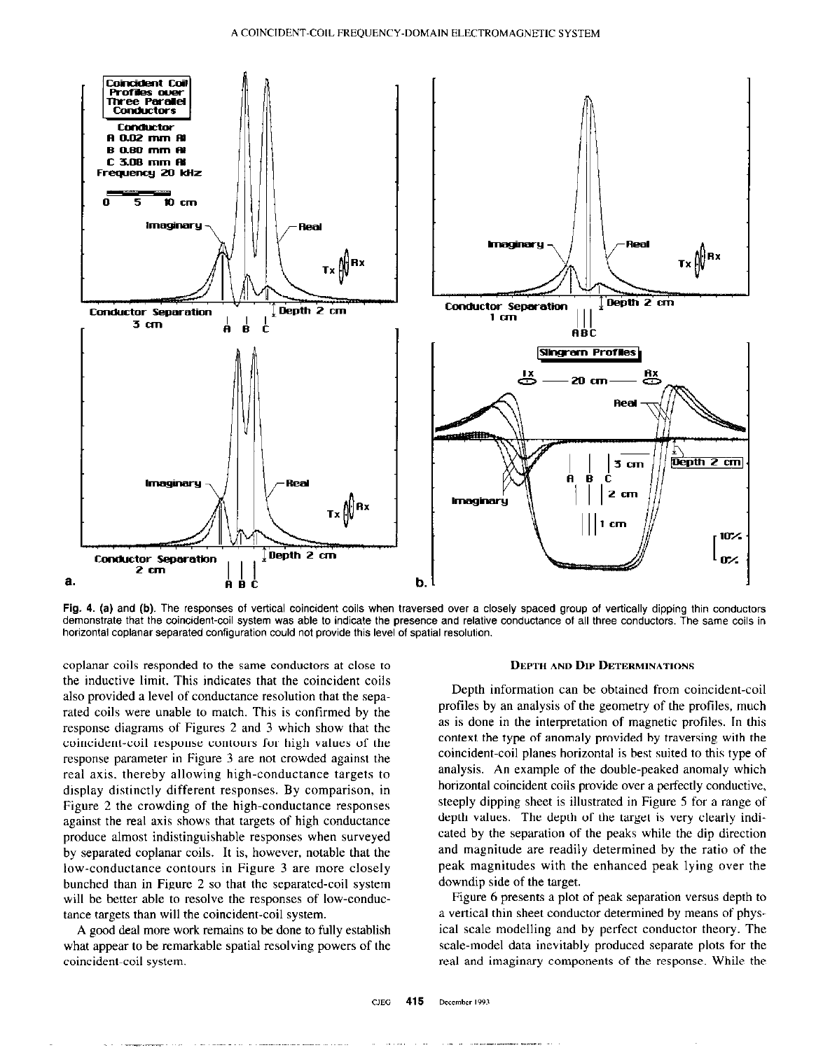Fig. 4. (a) and (b). The responses of vertical coincident coils when traversed over a closely spaced group of vertically dipping thin conductors demonstrate that the coincident-coil system was able to indicate the presence and relative conductance of all three conductors. The same coils in horizontal coplanar separated configuration could not provide this level of spatial resolution.

coplanar coils responded to the same conductors at close to the inductive limit. This indicates that the coincident coils also provided a level of conductance resolution that the separated coils were unable to match. This is confirmed by the response diagrams of Figures 2 and 3 which show that the coincident-coil response contours for high values of the response parameter in Figure 3 are not crowded against the real axis, thereby allowing high-conductance targets to display distinctly different responses. By comparison, in Figure 2 the crowding of the high-conductance responses against the real axis shows that targets of high conductance produce almost indistinguishable responses when surveyed by separated coplanar coils. It is, however, notable that the low-conductance contours in Figure 3 are more closely bunched than in Figure 2 so that the separated-coil system will be better able to resolve the responses of low-conductance targets than will the coincident-coil system.

A good deal more work remains to be done to fully establish what appear to be remarkable spatial resolving powers of the coincident-coil system.

## Depth and Dip Determinations

Depth information can be obtained from coincident-coil profiles by an analysis of the geometry of the profiles, much as is done in the interpretation of magnetic profiles. In this context the type of anomaly provided by traversing with the coincident-coil planes horizontal is best suited to this type of analysis. An example of the double-peaked anomaly which horizontal coincident coils provide over a perfectly conductive, steeply dipping sheet is illustrated in Figure 5 for a range of depth values. The depth of the target is very clearly indicated by the separation of the peaks while the dip direction and magnitude are readily determined by the ratio of the peak magnitudes with the enhanced peak lying over the downdip side of the target.

Figure 6 presents a plot of peak separation versus depth to a vertical thin sheet conductor determined by means of physical scale modelling and by perfect conductor theory. The scale-model data inevitably produced separate plots for the real and imaginary components of the response. While the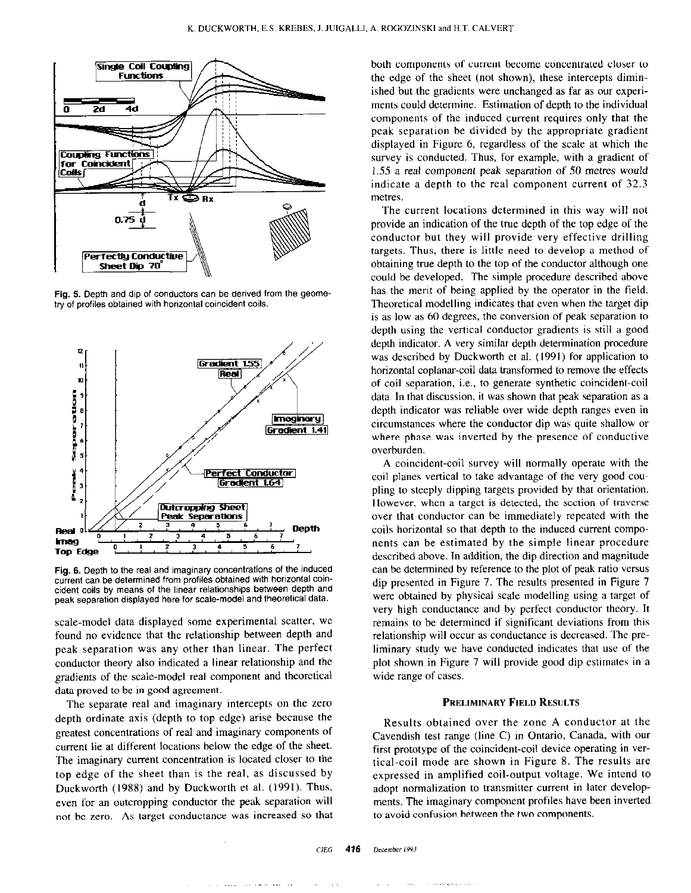Fig. 5. Depth and dip of conductors can be derived from the geometry of profiles obtained with horizontal coincident coils.

Fig. 6. Depth to the real and imaginary concentrations of the induced current can be determined from profiles obtained with horizontal coincident coils by means of the linear relationships between depth and peak separation displayed here for scale-model and theoretical data.

scale-model data displayed some experimental scatter, we found no evidence that the relationship between depth and peak separation was any other than linear. The perfect conductor theory also indicated a linear relationship and the gradients of the scale-model real component and theoretical data proved to be in good agreement.

The separate real and imaginary intercepts on the zero depth ordinate axis (depth to top edge) arise because the greatest concentrations of real and imaginary components of current lie at different locations below the edge of the sheet. The imaginary current concentration is located closer to the top edge of the sheet than is the real, as discussed by Duckworth (1988) and by Duckworth et al. (1991). Thus, even for an outcropping conductor the peak separation will not be zero. As target conductance was increased so that both components of current become concentrated closer to the edge of the sheet (not shown), these intercepts diminished but the gradients were unchanged as far as our experiments could determine. Estimation of depth to the individual components of the induced current requires only that the peak separation be divided by the appropriate gradient displayed in Figure 6, regardless of the scale at which the survey is conducted. Thus, for example, with a gradient of 1.55 a real component peak separation of 50 metres would indicate a depth to the real component current of 32.3 metres.

The current locations determined in this way will not provide an indication of the true depth of the top edge of the conductor but they will provide very effective drilling targets. Thus, there is little need to develop a method of obtaining true depth to the top of the conductor although one could be developed. The simple procedure described above has the merit of being applied by the operator in the field. Theoretical modelling indicates that even when the target dip is as low as 60 degrees, the conversion of peak separation to depth using the vertical conductor gradients is still a good depth indicator. A very similar depth determination procedure was described by Duckworth et al. (1991) for application to horizontal coplanar-coil data transformed to remove the effects of coil separation, i.e., to generate synthetic coincident-coil data. In that discussion, it was shown that peak separation as a depth indicator was reliable over wide depth ranges even in circumstances where the conductor dip was quite shallow or where phase was inverted by the presence of conductive overburden.

A coincident-coil survey will normally operate with the coil planes vertical to take advantage of the very good coupling to steeply dipping targets provided by that orientation. However, when a target is detected, the section of traverse over that conductor can be immediately repeated with the coils horizontal so that depth to the induced current components can be estimated by the simple linear procedure described above. In addition, the dip direction and magnitude can be determined by reference to the plot of peak ratio versus dip presented in Figure 7. The results presented in Figure 7 were obtained by physical scale modelling using a target of very high conductance and by perfect conductor theory. It remains to be determined if significant deviations from this relationship will occur as conductance is decreased. The preliminary study we have conducted indicates that use of the plot shown in Figure 7 will provide good dip estimates in a wide range of cases.

## Preliminary Field Results

Results obtained over the zone A conductor at the Cavendish test range (line C) in Ontario, Canada, with our first prototype of the coincident-coil device operating in vertical-coil mode are shown in Figure 8. The results are expressed in amplified coil-output voltage. We intend to adopt normalization to transmitter current in later developments. The imaginary component profiles have been inverted to avoid confusion between the two components.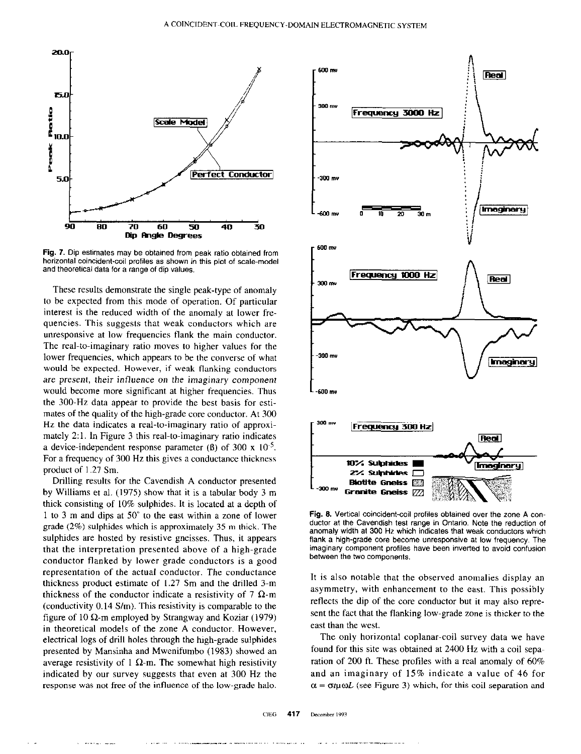Fig. 7. Dip estimates may be obtained from peak ratio obtained from horizontal coincident-coil profiles as shown in this plot of scale-model and theoretical data for a range of dip values.

These results demonstrate the single peak-type of anomaly to be expected from this mode of operation. Of particular interest is the reduced width of the anomaly at lower frequencies. This suggests that weak conductors which are unresponsive at low frequencies flank the main conductor. The real-to-imaginary ratio moves to higher values for the lower frequencies, which appears to be the converse of what would be expected. However, if weak flanking conductors are present, their influence on the imaginary component would become more significant at higher frequencies. Thus the 300-Hz data appear to provide the best basis for estimates of the quality of the high-grade core conductor. At 300 Hz the data indicates a real-to-imaginary ratio of approximately 2:1. In Figure 3 this real-to-imaginary ratio indicates a device-independent response parameter (ß) of 300 x $10^{-5}$. For a frequency of 300 Hz this gives a conductance thickness product of 1.27 Sm.

Drilling results for the Cavendish A conductor presented by Williams et al. (1975) show that it is a tabular body 3 m thick consisting of 10% sulphides. It is located at a depth of 1 to 3 m and dips at 50° to the east within a zone of lower grade (2%) sulphides which is approximately 35 m thick. The sulphides are hosted by resistive gneisses. Thus, it appears that the interpretation presented above of a high-grade conductor flanked by lower grade conductors is a good representation of the actual conductor. The conductance thickness product estimate of 1.27 Sm and the drilled 3-m thickness of the conductor indicate a resistivity of 7 Ω-m (conductivity 0.14 S/m). This resistivity is comparable to the figure of 10 Ω-m employed by Strangway and Koziar (1979) in theoretical models of the zone A conductor. However, electrical logs of drill holes through the high-grade sulphides presented by Mansinha and Mwenifumbo (1983) showed an average resistivity of 1 Ω-m. The somewhat high resistivity indicated by our survey suggests that even at 300 Hz the response was not free of the influence of the low-grade halo.

Fig. 8. Vertical coincident-coil profiles obtained over the zone A conductor at the Cavendish test range in Ontario. Note the reduction of anomaly width at 300 Hz which indicates that weak conductors which flank a high-grade core become unresponsive at low frequency. The imaginary component profiles have been inverted to avoid confusion between the two components.

It is also notable that the observed anomalies display an asymmetry, with enhancement to the east. This possibly reflects the dip of the core conductor but it may also represent the fact that the flanking low-grade zone is thicker to the east than the west.

The only horizontal coplanar-coil survey data we have found for this site was obtained at 2400 Hz with a coil separation of 200 ft. These profiles with a real anomaly of 60% and an imaginary of 15% indicate a value of 46 for $\alpha = \sigma t \mu \omega L$ (see Figure 3) which, for this coil separation and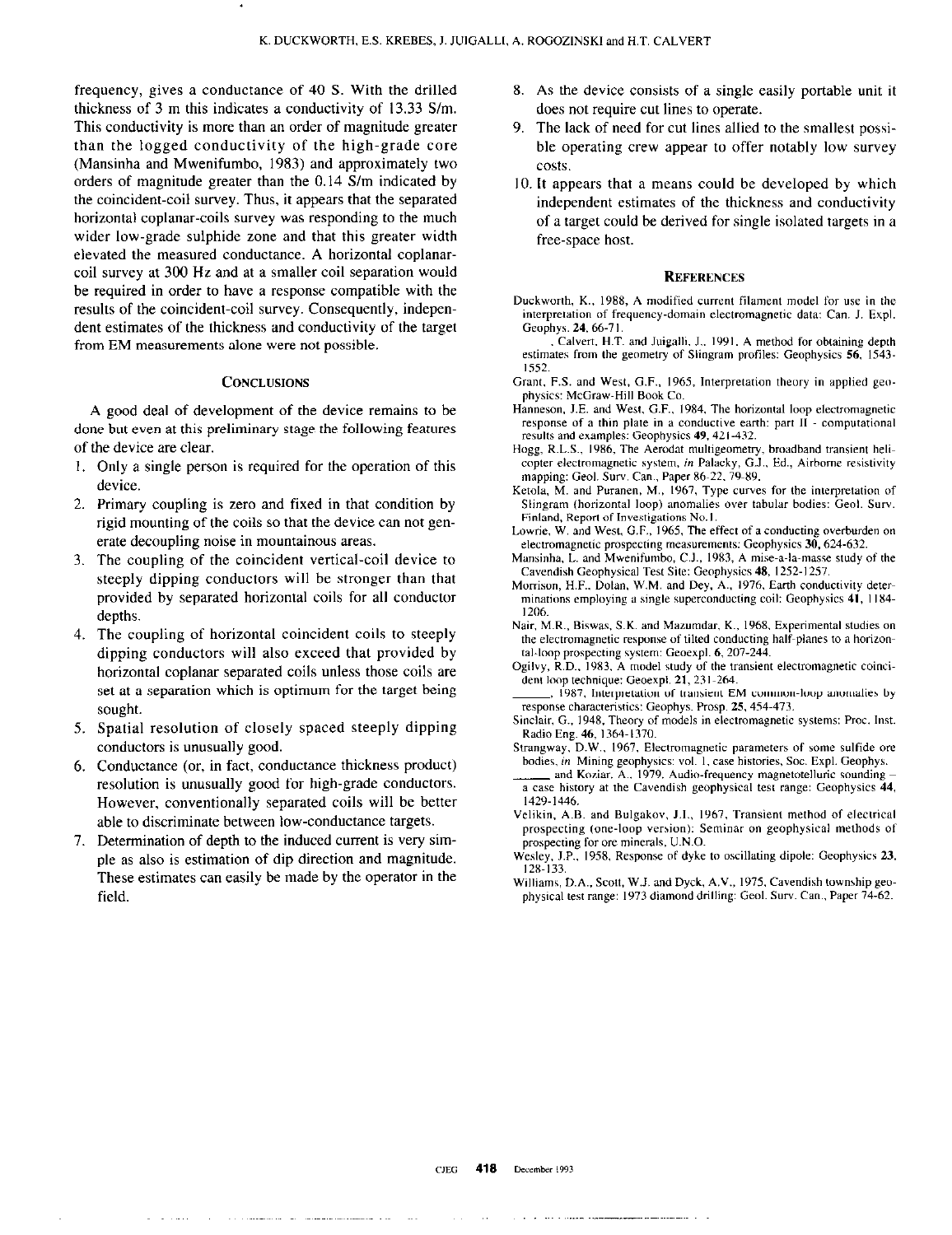frequency, gives a conductance of 40 S. With the drilled thickness of 3 m this indicates a conductivity of 13.33 S/m. This conductivity is more than an order of magnitude greater than the logged conductivity of the high-grade core (Mansinha and Mwenifumbo, 1983) and approximately two orders of magnitude greater than the 0.14 S/m indicated by the coincident-coil survey. Thus, it appears that the separated horizontal coplanar-coils survey was responding to the much wider low-grade sulphide zone and that this greater width elevated the measured conductance. A horizontal coplanar-coil survey at 300 Hz and at a smaller coil separation would be required in order to have a response compatible with the results of the coincident-coil survey. Consequently, independent estimates of the thickness and conductivity of the target from EM measurements alone were not possible.

## Conclusions

A good deal of development of the device remains to be done but even at this preliminary stage the following features of the device are clear.

1. Only a single person is required for the operation of this device.
2. Primary coupling is zero and fixed in that condition by rigid mounting of the coils so that the device can not generate decoupling noise in mountainous areas.
3. The coupling of the coincident vertical-coil device to steeply dipping conductors will be stronger than that provided by separated horizontal coils for all conductor depths.
4. The coupling of horizontal coincident coils to steeply dipping conductors will also exceed that provided by horizontal coplanar separated coils unless those coils are set at a separation which is optimum for the target being sought.
5. Spatial resolution of closely spaced steeply dipping conductors is unusually good.
6. Conductance (or, in fact, conductance thickness product) resolution is unusually good for high-grade conductors. However, conventionally separated coils will be better able to discriminate between low-conductance targets.
7. Determination of depth to the induced current is very simple as also is estimation of dip direction and magnitude. These estimates can easily be made by the operator in the field.
8. As the device consists of a single easily portable unit it does not require cut lines to operate.
9. The lack of need for cut lines allied to the smallest possible operating crew appear to offer notably low survey costs.
10. It appears that a means could be developed by which independent estimates of the thickness and conductivity of a target could be derived for single isolated targets in a free-space host.

## References

Duckworth, K., 1988, A modified current filament model for use in the interpretation of frequency-domain electromagnetic data: Can. J. Expl. Geophys. **24**, 66-71.

_____, Calvert, H.T. and Juigalli, J., 1991, A method for obtaining depth estimates from the geometry of Slingram profiles: Geophysics **56**, 1543-1552.

Grant, F.S. and West, G.F., 1965, Interpretation theory in applied geophysics: McGraw-Hill Book Co.

Hanneson, J.E. and West, G.F., 1984, The horizontal loop electromagnetic response of a thin plate in a conductive earth: part II - computational results and examples: Geophysics **49**, 421-432.

Hogg, R.L.S., 1986, The Aerodat multigeometry, broadband transient helicopter electromagnetic system, *in* Palacky, G.J., Ed., Airborne resistivity mapping: Geol. Surv. Can., Paper 86-22, 79-89.

Ketola, M. and Puranen, M., 1967, Type curves for the interpretation of Slingram (horizontal loop) anomalies over tabular bodies: Geol. Surv. Finland, Report of Investigations No.1.

Lowrie, W. and West, G.F., 1965, The effect of a conducting overburden on electromagnetic prospecting measurements: Geophysics **30**, 624-632.

Mansinha, L. and Mwenifumbo, C.J., 1983, A mise-a-la-masse study of the Cavendish Geophysical Test Site: Geophysics **48**, 1252-1257.

Morrison, H.F., Dolan, W.M. and Dey, A., 1976, Earth conductivity determinations employing a single superconducting coil: Geophysics **41**, 1184-1206.

Nair, M.R., Biswas, S.K. and Mazumdar, K., 1968, Experimental studies on the electromagnetic response of tilted conducting half-planes to a horizontal-loop prospecting system: Geoexpl. **6**, 207-244.

Ogilvy, R.D., 1983, A model study of the transient electromagnetic coincident loop technique: Geoexpl. **21**, 231-264.

_____, 1987, Interpretation of transient EM common-loop anomalies by response characteristics: Geophys. Prosp. **25**, 454-473.

Sinclair, G., 1948, Theory of models in electromagnetic systems: Proc. Inst. Radio Eng. **46**, 1364-1370.

Strangway, D.W., 1967, Electromagnetic parameters of some sulfide ore bodies, *in* Mining geophysics: vol. 1, case histories, Soc. Expl. Geophys.

_____ and Koziar, A., 1979, Audio-frequency magnetotelluric sounding – a case history at the Cavendish geophysical test range: Geophysics **44**, 1429-1446.

Velikin, A.B. and Bulgakov, J.I., 1967, Transient method of electrical prospecting (one-loop version): Seminar on geophysical methods of prospecting for ore minerals, U.N.O.

Wesley, J.P., 1958, Response of dyke to oscillating dipole: Geophysics **23**, 128-133.

Williams, D.A., Scott, W.J. and Dyck, A.V., 1975, Cavendish township geophysical test range: 1973 diamond drilling: Geol. Surv. Can., Paper 74-62.